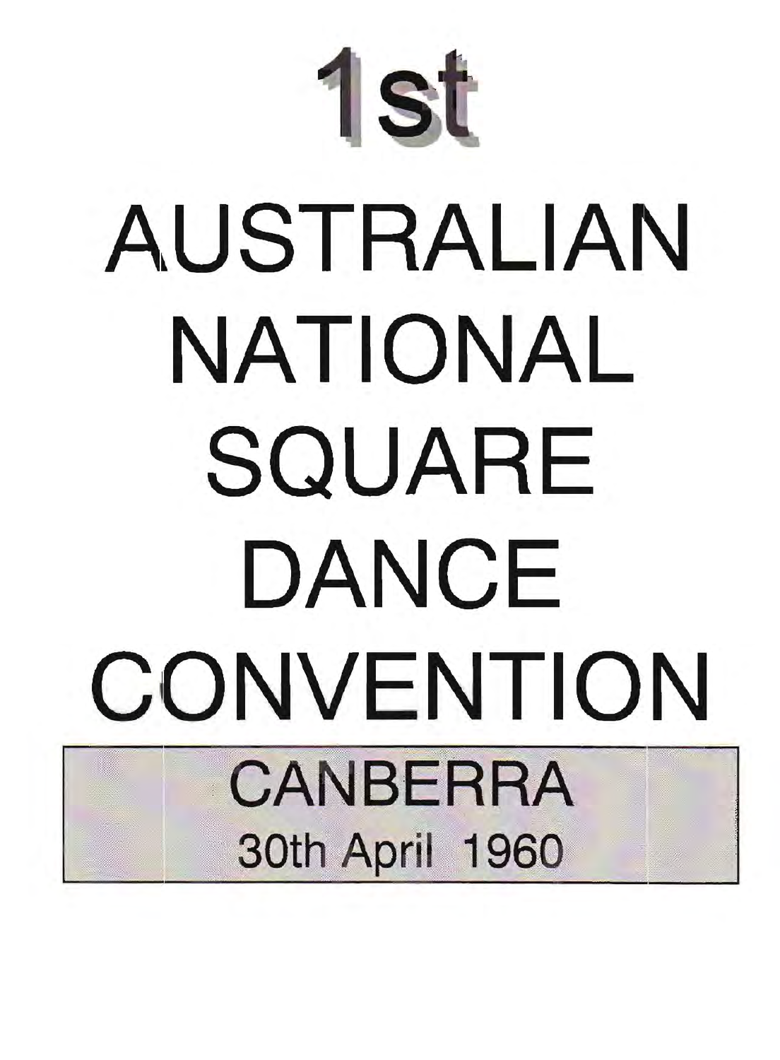# 1st

# AUSTRALIAN NATIONAL SQUARE DANCE CONVENTION

## CANBERRA

30th April 1960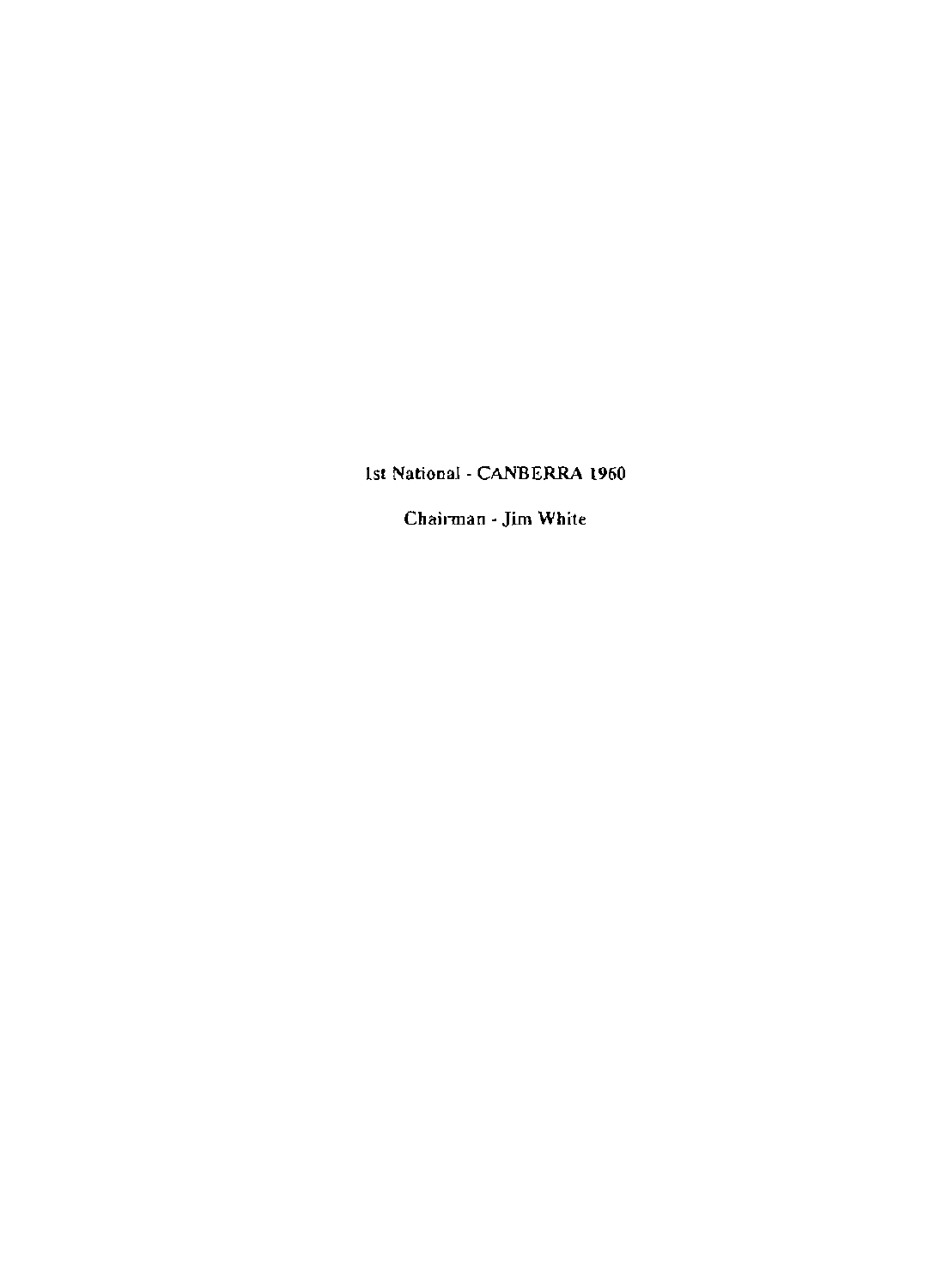1st National - CANBERRA 1960

Chairman - Jim White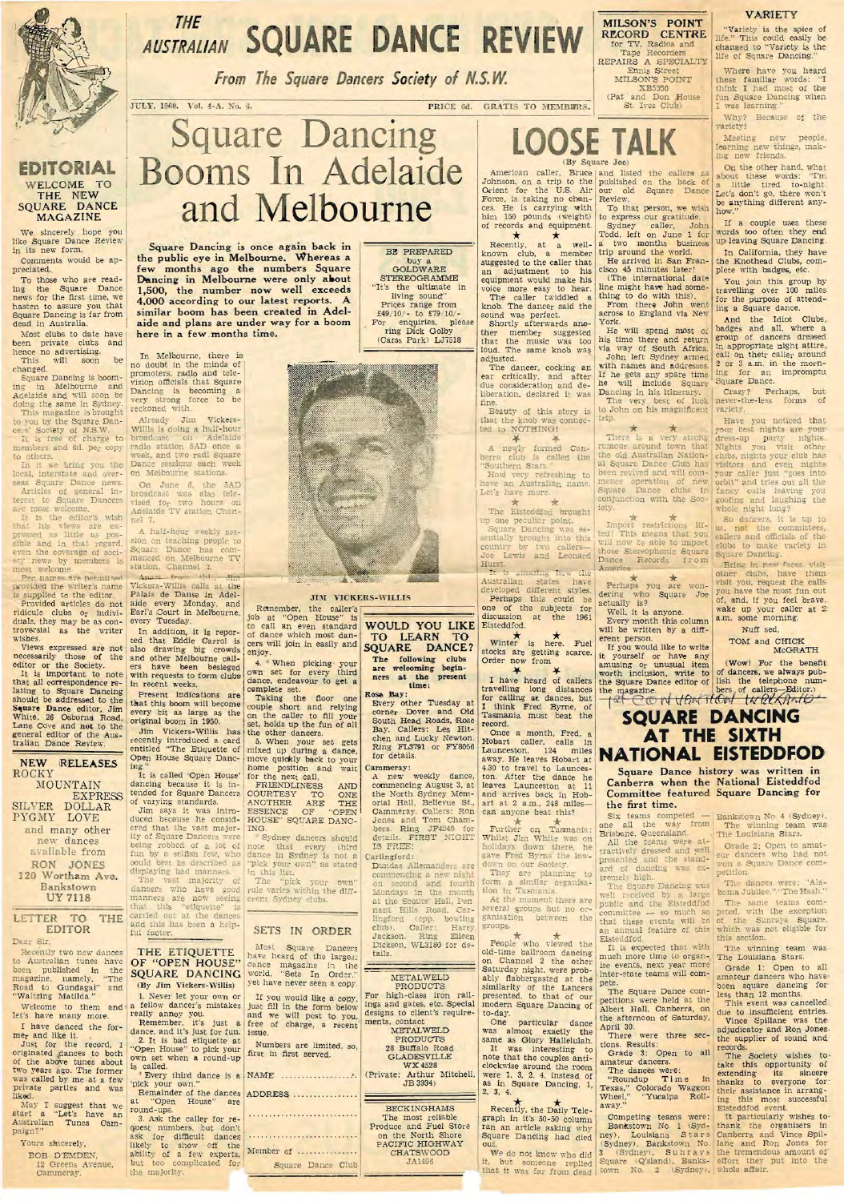# THE AUSTRALIAN SQUARE DANCE REVIEW

*From The Square Dancers Society of N.S.W.*

JULY, 1960. Vol. 4-A. No. 6. PRICE 6d. GRATIS TO MEMBERS.

MILSON'S POINT RECORD CENTRE for TV, Radios and Tape Recorders REPAIRS A SPECIALTY Ennis Street MILSON'S POINT XB5596 (Pat and Don House St. Ives Club)

## EDITORIAL

### WELCOME TO THE NEW SQUARE DANCE MAGAZINE

We sincerely hope you like Square Dance Review in its new form.

Comments would be appreciated.

To those who are reading the Square Dance news for the first time, we hasten to assure you that Square Dancing is far from dead in Australia.

Most clubs to date have been private clubs and hence no advertising.

This will soon be changed.

Square Dancing is booming in Melbourne and Adelaide and will soon be doing the same in Sydney.

This magazine is brought to you by the Square Dancers' Society of N.S.W.

It is free of charge to members and 6d. per copy to others.

In it we bring you the local, interstate and overseas Square Dance news. Articles of general interest to Square Dancers are most welcome.

It is the editor's wish that his views are expressed as little as possible and in that regard, even the coverage of society news by members is most welcome.

Pen names are permitted provided the writer's name is supplied to the editor.

Provided articles do not ridicule clubs or individuals, they may be as controversial as the writer wishes.

Views expressed are not necessarily those of the editor or the Society.

It is important to note that all correspondence relating to Square Dancing should be addressed to the Square Dance editor, Jim White, 26 Osborne Road, Lane Cove and not to the general editor of the Australian Dance Review.

### NEW RELEASES

ROCKY MOUNTAIN EXPRESS
SILVER DOLLAR
PYGMY LOVE

and many other new dances available from

RON JONES
120 Wortham Ave. Bankstown
UY 7118

### LETTER TO THE EDITOR

Dear Sir,

Recently two new dances to Australian tunes have been published in the magazine, namely, "The Road to Gundagai" and "Waltzing Matilda."

Welcome to them and let's have many more.

I have danced the former and like it.

Just for the record, I originated dances to both of the above tunes about two years ago. The former was called by me at a few private parties and was liked.

May I suggest that we start a "Let's have an Australian Tunes Campaign?"

Yours sincerely,

BOB D'EMDEN,
12 Greens Avenue,
Cammeray.

# Square Dancing Booms In Adelaide and Melbourne

**Square Dancing is once again back in the public eye in Melbourne. Whereas a few months ago the numbers Square Dancing in Melbourne were only about 1,500, the number now well exceeds 4,000 according to our latest reports. A similar boom has been created in Adelaide and plans are under way for a boom here in a few months time.**

In Melbourne, there is no doubt in the minds of promoters, radio and television officials that Square Dancing is becoming a very strong force to be reckoned with.

Already Jim Vickers-Willis is doing a half-hour broadcast on Adelaide radio station 5AD once a week, and two radio Square Dance sessions each week on Melbourne stations.

On June 6, the 5AD broadcast was also televised for two hours on Adelaide TV station Channel 7.

A half-hour weekly session on teaching people to Square Dance has commenced on Melbourne TV station, Channel 2.

Apart from this, Jim Vickers-Willis calls at the Palais de Danse in Adelaide every Monday, and Earl's Court in Melbourne, every Tuesday.

In addition, it is reported that Eddie Carrol is also drawing big crowds and other Melbourne callers have been besieged with requests to form clubs in recent weeks.

Present indications are that this boom will become every bit as large as the original boom in 1950.

Jim Vickers-Willis has recently introduced a card entitled "The Etiquette of Open House Square Dancing."

It is called "Open House" dancing because it is intended for Square Dancers of varying standards.

Jim says it was introduced because he considered that the vast majority of Square Dancers were being robbed of a lot of fun by a selfish few, who could best be described as displaying bad manners.

The vast majority of dancers who have good manners are only too glad that this "etiquette" is carried out at the dances and this has been a helpful factor.

### THE ETIQUETTE OF "OPEN HOUSE" SQUARE DANCING

(By Jim Vickers-Willis)

1. Never let your own or a fellow dancer's mistakes really annoy you.

Remember, it's just a dance, and it's just for fun.

2. It is bad etiquette at "Open House" to pick your own set when a round-up is called.

"Every third dance is a 'pick your own'."

Remainder of the dances at "Open House" are round-ups.

3. Ask the caller for request numbers, but don't ask for difficult dances likely to show off the ability of a few experts, but too complicated for the majority.

JIM VICKERS-WILLIS

Remember, the caller's job at "Open House" is to call an even standard of dance which most dancers will join in easily and enjoy.

4. "When picking your own set for every third dance, endeavour to get a complete set.

Taking the floor one couple short and relying on the caller to fill your set, holds up the fun of all the other dancers.

5. When your set gets mixed up during a dance, move quickly back to your home position and wait for the next call.

FRIENDLINESS AND COURTESY TO ONE ANOTHER ARE THE ESSENCE OF "OPEN HOUSE" SQUARE DANCING.

"Sydney dancers should note that every third dance in Sydney is not a "pick your own" as stated in this list.

The "pick your own" rule varies within the different Sydney clubs.

### SETS IN ORDER

Most Square Dancers have heard of the largest dance magazine in the world, "Sets In Order," yet have never seen a copy.

If you would like a copy, just fill in the form below and we will post to you, free of charge, a recent issue.

Numbers are limited, so, first in first served.

NAME ..............................

ADDRESS ..............................

..............................

..............................

Member of ..............................

Square Dance Club

BE PREPARED buy a GOLDWARE STEREOGRAMME "It's the ultimate in living sound" Prices range from £49/10/- to £79/10/- For enquiries, please ring Dick Golby (Carss Park) LJ7518

### WOULD YOU LIKE TO LEARN TO SQUARE DANCE?

**The following clubs are welcoming beginners at the present time:**

**Rose Bay:**

Every other Tuesday at corner Dover and Old South Head Roads, Rose Bay. Callers: Les Hitchen and Lucky Newton. Ring FL3791 or FY8056 for details.

**Cammeray:**

A new weekly dance, commencing August 3, at the North Sydney Memorial Hall, Bellevue St., Cammeray. Callers: Ron Jones and Tom Chambers. Ring JF4240 for details. FIRST NIGHT IS FREE!

**Carlingford:**

Dundas Allemanders are commencing a new night on second and fourth Mondays in the month at the Scouts' Hall, Pennant Hills Road, Carlingford (opp. bowling club). Caller: Harry Jackson. Ring Eileen Dickson, WL3180 for details.

METALWELD PRODUCTS For high-class iron railings and gates, etc. Special designs to client's requirements, contact METALWELD PRODUCTS 28 Buffalo Road GLADESVILLE WX 4528 (Private: Arthur Mitchell, JB 3994)

BECKINGHAMS The most reliable Produce and Fuel Store on the North Shore PACIFIC HIGHWAY CHATSWOOD JA1496

# LOOSE TALK

(By Square Joe)

American caller, Bruce Johnson, on a trip to the Orient for the U.S. Air Force, is taking no chances. He is carrying with him 150 pounds (weight) of records and equipment.

★

Recently, at a well-known club, a member suggested to the caller that an adjustment to his equipment would make his voice more easy to hear. The caller twiddled a knob. The dancer said the sound was perfect.

Shortly afterwards another member suggested that the music was too loud. The same knob was adjusted.

The dancer, cocking an ear critically, and after due consideration and deliberation, declared it was fine.

Beauty of this story is that the knob was connected to NOTHING!

★ ★

A newly formed Canberra club is called the "Southern Stars."

How very refreshing to have an Australian name. Let's have more.

★ ★

The Eisteddfod brought up one peculiar point.

Square Dancing was essentially brought into this country by two callers—Joe Lewis and Leonard Hurst.

It is amazing how the Australian states have developed different styles.

Perhaps this could be one of the subjects for discussion at the 1961 Eisteddfod.

★ ★

Winter is here. Fuel stocks are getting scarce. Order now from

★ ★

I have heard of callers travelling long distances for calling at dances, but I think Fred Byrne, of Tasmania must beat the record.

Once a month, Fred, a Hobart caller, calls in Launceston, 124 miles away. He leaves Hobart at 4.30 to travel to Launceston. After the dance he leaves Launceston at 11 and arrives back in Hobart at 2 a.m., 248 miles—can anyone beat this?

★ ★

Further on Tasmania: Whilst Jim White was on holidays down there, he gave Fred Byrne the low-down on our Society.

They are planning to form a similar organisation in Tasmania.

At the moment there are several groups but no organisation between the groups.

★ ★

People who viewed the old-time ballroom dancing on Channel 2 the other Saturday night, were probably flabbergasted at the similarity of the Lancers presented, to that of our modern Square Dancing of to-day.

One particular dance was almost exactly the same as Glory Hallelulah.

It was interesting to note that the couples anti-clockwise around the room were 1, 3, 2, 4, instead of as in Square Dancing, 1, 2, 3, 4.

★ ★

Recently, the Daily Telegraph in it's 50-50 column ran an article asking why Square Dancing had died out.

We do not know who did it, but someone replied that it was far from dead and listed the callers as published on the back of our old Square Dance Review.

To that person, we wish to express our gratitude.

Sydney caller, John Todd, left on June 1 for a two months business trip around the world.

He arrived in San Francisco 45 minutes later!

(The international date line might have had something to do with this).

From there John went across to England via New York.

He will spend most of his time there and return via way of South Africa.

John left Sydney armed with names and addresses. If he gets any spare time he will include Square Dancing in his itinerary.

The very best of luck to John on his magnificent trip.

★ ★

There is a very strong rumour around town that the old Australian National Square Dance Club has been revived and will commence operation of new Square Dance clubs in conjunction with the Society.

★ ★

Import restrictions lifted! This means that you will now be able to import those Stereophonic Square Dance Records from America.

★ ★

Perhaps you are wondering who Square Joe actually is?

Well, it is anyone.

Every month this column will be written by a different person.

If you would like to write it yourself or have any amusing or unusual item worth inclusion, write to the Square Dance editor of the magazine.

# SQUARE DANCING AT THE SIXTH NATIONAL EISTEDDFOD

**Square Dance history was written in Canberra when the National Eisteddfod Committee featured Square Dancing for the first time.**

Six teams competed — one all the way from Brisbane, Queensland.

All the teams were attractively dressed and well presented and the standard of dancing was extremely high.

The Square Dancing was well received by a large public and the Eisteddfod committee — so much so that these events will be an annual feature of this Eisteddfod.

It is expected that with much more time to organise events, next year more inter-state teams will compete.

The Square Dance competitions were held at the Albert Hall, Canberra, on the afternoon of Saturday, April 30.

There were three sections. Results:

Grade 3: Open to all amateur dancers.

The dances were: "Roundup Time in Texas," Colorado Waggon Wheel," "Yucalpa Roll-away."

Competing teams were: Bankstown No. 1 (Sydney), Louisiana Stars (Sydney), Bankstown No. 3 (Sydney), Sunrays Square (Q'sland), Bankstown No. 2 (Sydney), Bankstown No. 4 (Sydney).

The winning team was The Louisiana Stars.

Grade 2: Open to amateur dancers who had not won a Square Dance competition.

The dances were: "Alabama Jubilee," "The Hash."

The same teams competed, with the exception of the Sunrays Square, which was not eligible for this section.

The winning team was The Louisiana Stars.

Grade 1: Open to all amateur dancers who have been square dancing for less than 12 months.

This event was cancelled due to insufficient entries.

Vince Spillane was the adjudicator and Ron Jones the supplier of sound and records.

The Society wishes to take this opportunity of extending its sincere thanks to everyone for their assistance in arranging this most successful Eisteddfod event.

It particularly wishes to thank the organisers in Canberra and Vince Spillane and Ron Jones for the tremendous amount of effort they put into the whole affair.

## VARIETY

"Variety is the spice of life." This could easily be changed to "Variety is the life of Square Dancing."

Where have you heard these familiar words: "I think I had most of the fun Square Dancing when I was learning."

Why? Because of the variety!

Meeting new people, learning new things, making new friends.

On the other hand, what about these words: "I'm a little tired to-night. Let's don't go, there won't be anything different anyhow."

If a couple uses these words too often they end up leaving Square Dancing.

In California, they have the Knothead Clubs, complete with badges, etc.

You join this group by travelling over 100 miles for the purpose of attending a Square dance.

And the Idiot Clubs, badges and all, where a group of dancers dressed in appropriate night attire, call on their caller around 2 or 3 a.m. in the morning for an impromptu Square Dance.

Crazy? Perhaps, but never-the-less forms of variety.

Have you noticed that your best nights are your dress-up party nights. Nights you visit other clubs, nights your club has visitors and even nights your caller just "goes into orbit" and tries out all the fancy calls leaving you goofing and laughing the whole night long?

So dancers, it is up to us, not the committees, callers and officials of the clubs to make variety in Square Dancing.

Bring in new faces, visit other clubs, have them visit you, request the calls you have the most fun out of, and, if you feel brave, wake up your caller at 2 a.m. some morning.

Nuff sed,

TOM and CHICK McGRATH

(Wow! For the benefit of dancers, we always publish the telephone numbers of callers—Editor.)